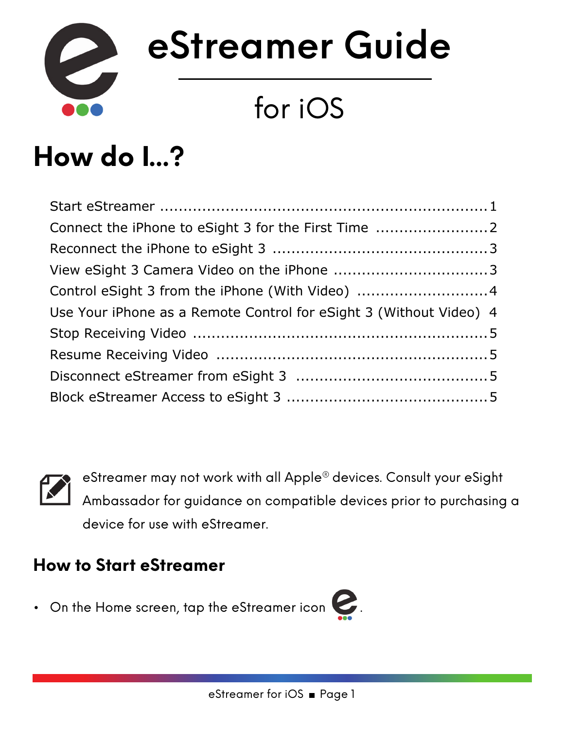# eStreamer Guide

## for iOS

# How do I...?

| | |
|---|---|
| Start eStreamer | 1 |
| Connect the iPhone to eSight 3 for the First Time | 2 |
| Reconnect the iPhone to eSight 3 | 3 |
| View eSight 3 Camera Video on the iPhone | 3 |
| Control eSight 3 from the iPhone (With Video) | 4 |
| Use Your iPhone as a Remote Control for eSight 3 (Without Video) | 4 |
| Stop Receiving Video | 5 |
| Resume Receiving Video | 5 |
| Disconnect eStreamer from eSight 3 | 5 |
| Block eStreamer Access to eSight 3 | 5 |

eStreamer may not work with all Apple® devices. Consult your eSight Ambassador for guidance on compatible devices prior to purchasing a device for use with eStreamer.

## How to Start eStreamer

- On the Home screen, tap the eStreamer icon.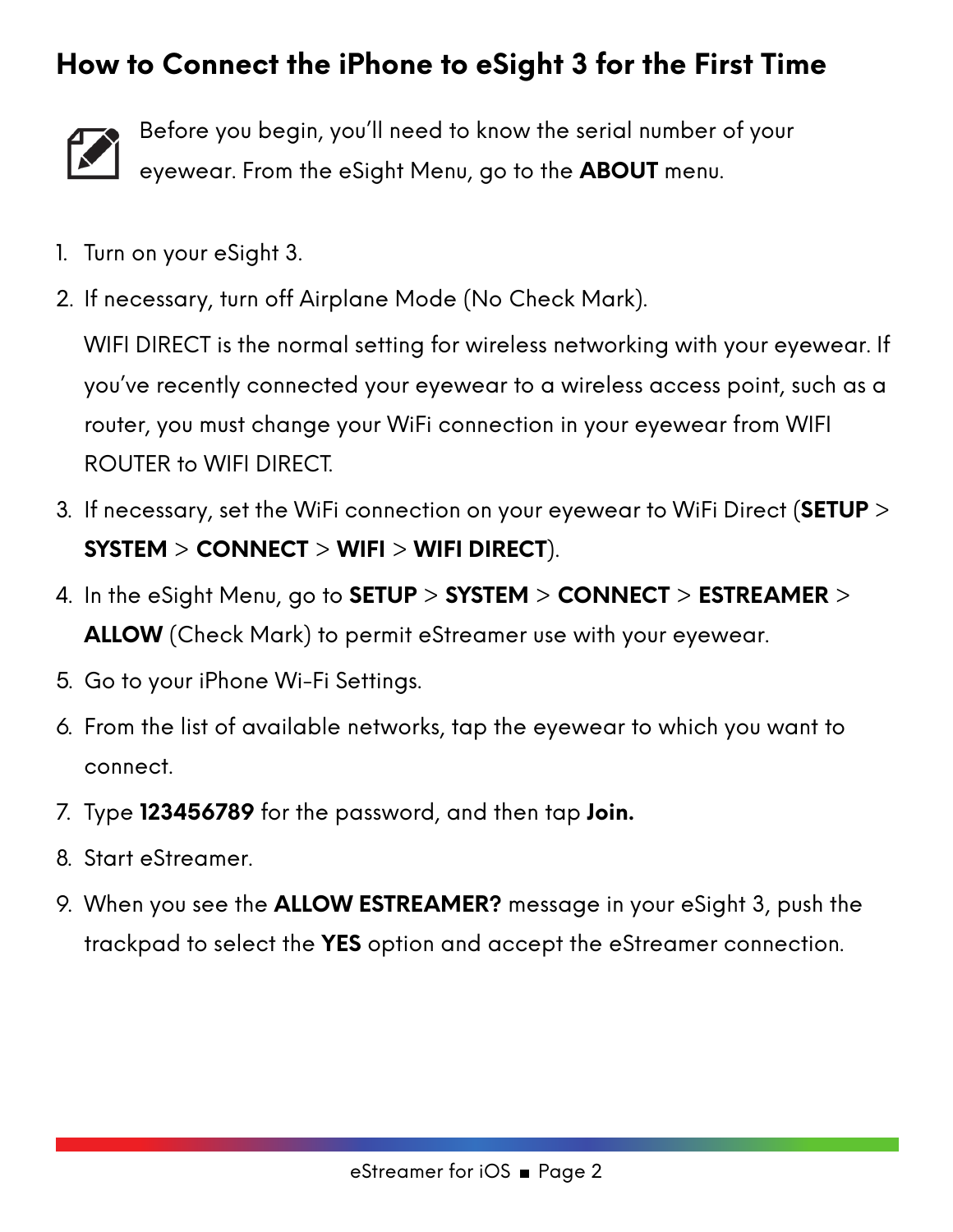## How to Connect the iPhone to eSight 3 for the First Time

Before you begin, you'll need to know the serial number of your eyewear. From the eSight Menu, go to the **ABOUT** menu.

1. Turn on your eSight 3.
2. If necessary, turn off Airplane Mode (No Check Mark).

   WIFI DIRECT is the normal setting for wireless networking with your eyewear. If you've recently connected your eyewear to a wireless access point, such as a router, you must change your WiFi connection in your eyewear from WIFI ROUTER to WIFI DIRECT.
3. If necessary, set the WiFi connection on your eyewear to WiFi Direct (**SETUP** > **SYSTEM** > **CONNECT** > **WIFI** > **WIFI DIRECT**).
4. In the eSight Menu, go to **SETUP** > **SYSTEM** > **CONNECT** > **ESTREAMER** > **ALLOW** (Check Mark) to permit eStreamer use with your eyewear.
5. Go to your iPhone Wi-Fi Settings.
6. From the list of available networks, tap the eyewear to which you want to connect.
7. Type **123456789** for the password, and then tap **Join.**
8. Start eStreamer.
9. When you see the **ALLOW ESTREAMER?** message in your eSight 3, push the trackpad to select the **YES** option and accept the eStreamer connection.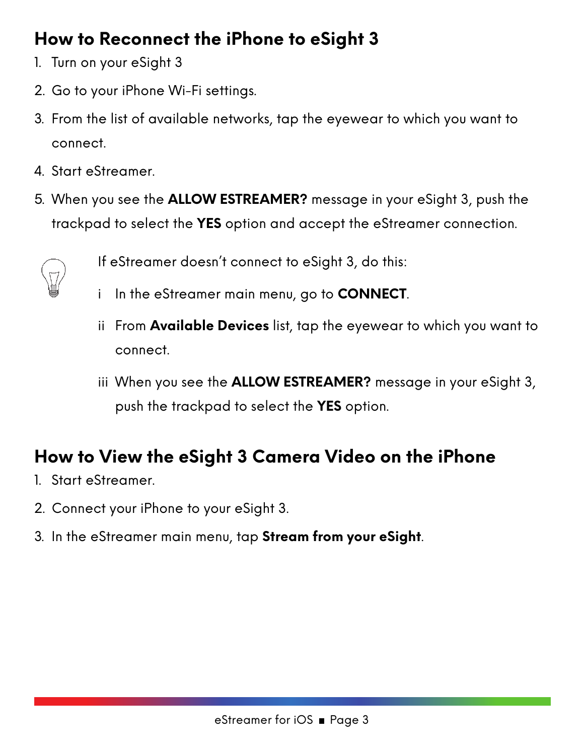## How to Reconnect the iPhone to eSight 3

1. Turn on your eSight 3
2. Go to your iPhone Wi-Fi settings.
3. From the list of available networks, tap the eyewear to which you want to connect.
4. Start eStreamer.
5. When you see the **ALLOW ESTREAMER?** message in your eSight 3, push the trackpad to select the **YES** option and accept the eStreamer connection.

If eStreamer doesn't connect to eSight 3, do this:

i In the eStreamer main menu, go to **CONNECT**.

ii From **Available Devices** list, tap the eyewear to which you want to connect.

iii When you see the **ALLOW ESTREAMER?** message in your eSight 3, push the trackpad to select the **YES** option.

## How to View the eSight 3 Camera Video on the iPhone

1. Start eStreamer.
2. Connect your iPhone to your eSight 3.
3. In the eStreamer main menu, tap **Stream from your eSight**.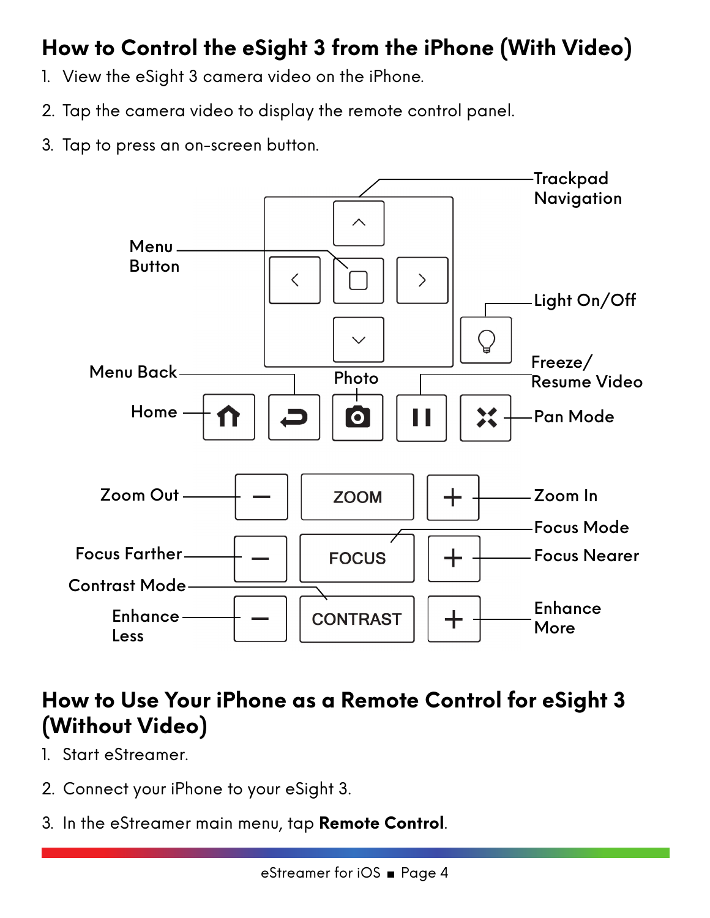## How to Control the eSight 3 from the iPhone (With Video)

1. View the eSight 3 camera video on the iPhone.
2. Tap the camera video to display the remote control panel.
3. Tap to press an on-screen button.

- Trackpad Navigation
- Menu Button
- Light On/Off
- Menu Back
- Photo
- Freeze/ Resume Video
- Home
- Pan Mode
- Zoom Out
- ZOOM
- Zoom In
- Focus Mode
- Focus Farther
- FOCUS
- Focus Nearer
- Contrast Mode
- Enhance Less
- CONTRAST
- Enhance More

## How to Use Your iPhone as a Remote Control for eSight 3 (Without Video)

1. Start eStreamer.
2. Connect your iPhone to your eSight 3.
3. In the eStreamer main menu, tap **Remote Control**.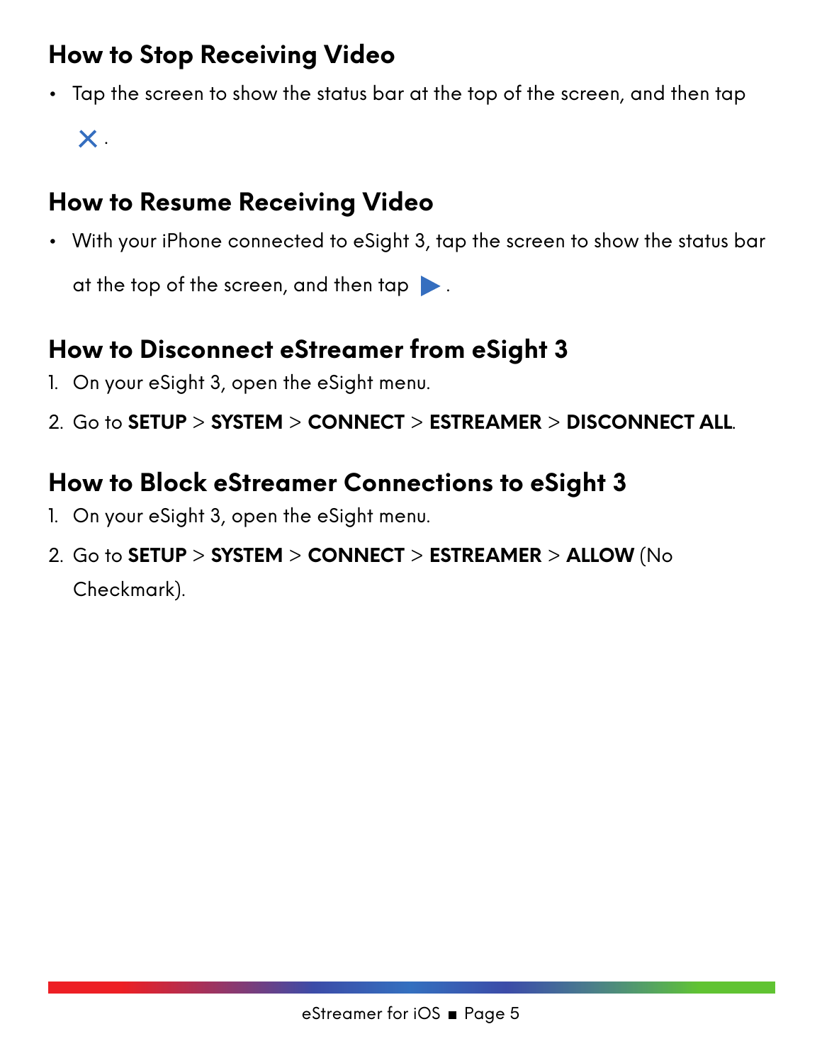## How to Stop Receiving Video

- Tap the screen to show the status bar at the top of the screen, and then tap ✕.

## How to Resume Receiving Video

- With your iPhone connected to eSight 3, tap the screen to show the status bar at the top of the screen, and then tap ▶.

## How to Disconnect eStreamer from eSight 3

1. On your eSight 3, open the eSight menu.
2. Go to **SETUP** > **SYSTEM** > **CONNECT** > **ESTREAMER** > **DISCONNECT ALL**.

## How to Block eStreamer Connections to eSight 3

1. On your eSight 3, open the eSight menu.
2. Go to **SETUP** > **SYSTEM** > **CONNECT** > **ESTREAMER** > **ALLOW** (No Checkmark).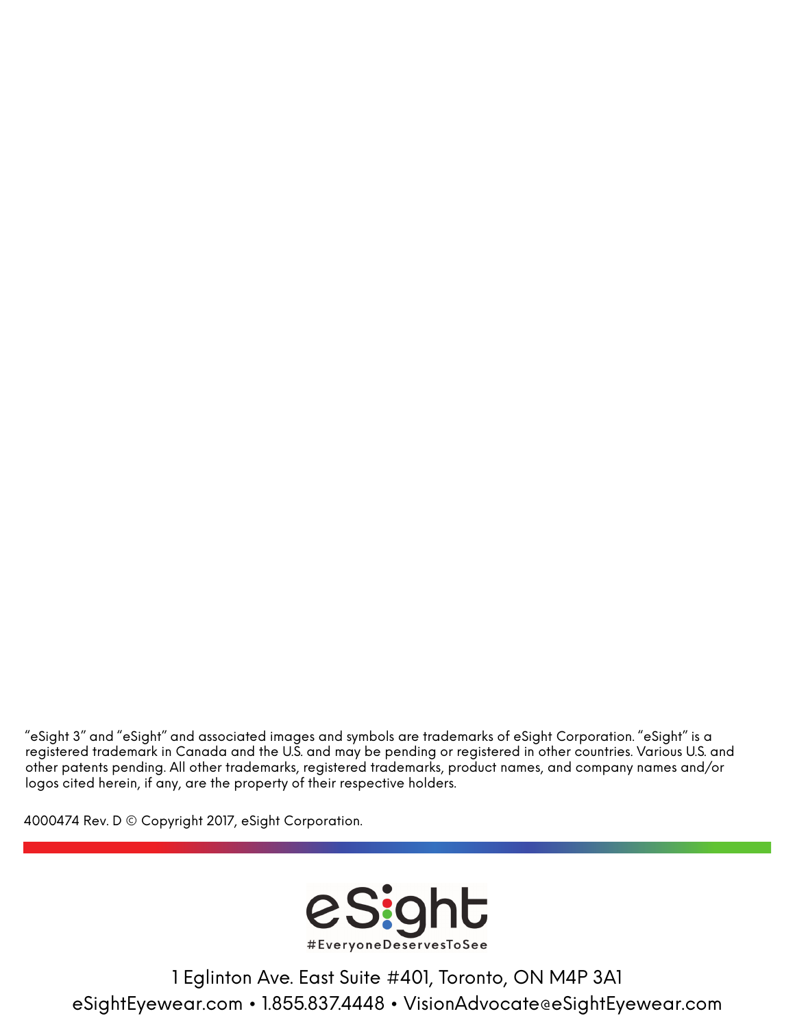"eSight 3" and "eSight" and associated images and symbols are trademarks of eSight Corporation. "eSight" is a registered trademark in Canada and the U.S. and may be pending or registered in other countries. Various U.S. and other patents pending. All other trademarks, registered trademarks, product names, and company names and/or logos cited herein, if any, are the property of their respective holders.

4000474 Rev. D © Copyright 2017, eSight Corporation.

eSight

#EveryoneDeservesToSee

1 Eglinton Ave. East Suite #401, Toronto, ON M4P 3A1

eSightEyewear.com • 1.855.837.4448 • VisionAdvocate@eSightEyewear.com